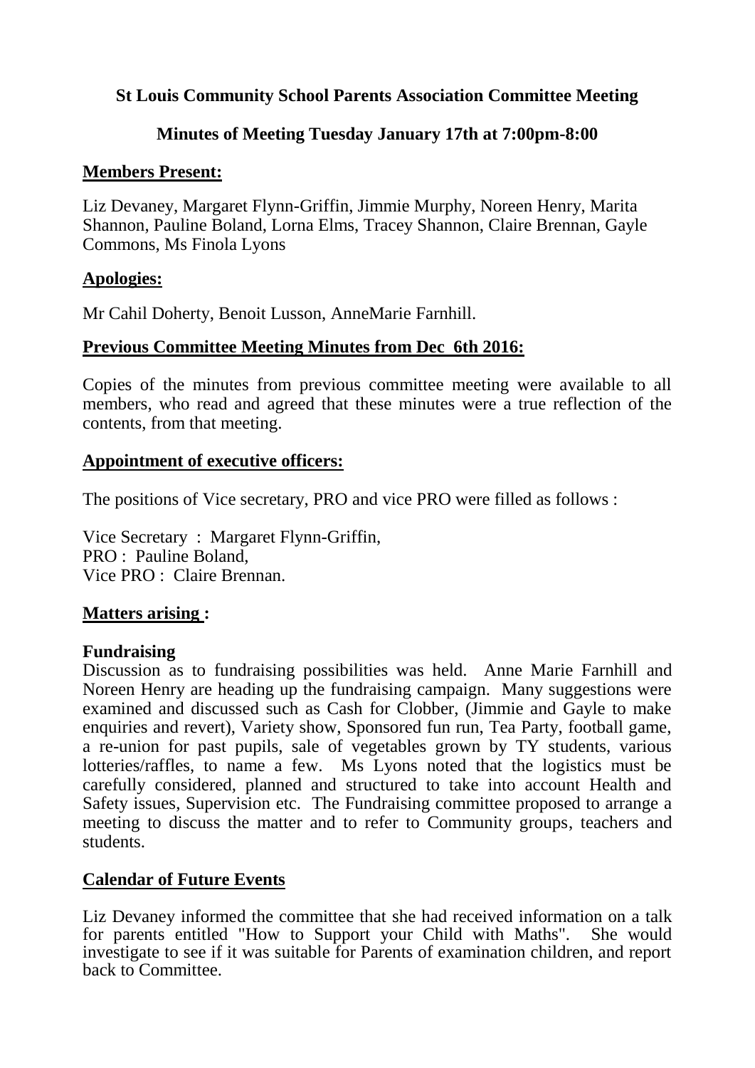**St Louis Community School Parents Association Committee Meeting**

**Minutes of Meeting Tuesday January 17th at 7:00pm-8:00**

**<u>Members Present:</u>**

Liz Devaney, Margaret Flynn-Griffin, Jimmie Murphy, Noreen Henry, Marita Shannon, Pauline Boland, Lorna Elms, Tracey Shannon, Claire Brennan, Gayle Commons, Ms Finola Lyons

**<u>Apologies:</u>**

Mr Cahil Doherty, Benoit Lusson, AnneMarie Farnhill.

**<u>Previous Committee Meeting Minutes from Dec 6th 2016:</u>**

Copies of the minutes from previous committee meeting were available to all members, who read and agreed that these minutes were a true reflection of the contents, from that meeting.

**<u>Appointment of executive officers:</u>**

The positions of Vice secretary, PRO and vice PRO were filled as follows :

Vice Secretary : Margaret Flynn-Griffin,
PRO : Pauline Boland,
Vice PRO : Claire Brennan.

**<u>Matters arising :</u>**

**Fundraising**
Discussion as to fundraising possibilities was held. Anne Marie Farnhill and Noreen Henry are heading up the fundraising campaign. Many suggestions were examined and discussed such as Cash for Clobber, (Jimmie and Gayle to make enquiries and revert), Variety show, Sponsored fun run, Tea Party, football game, a re-union for past pupils, sale of vegetables grown by TY students, various lotteries/raffles, to name a few. Ms Lyons noted that the logistics must be carefully considered, planned and structured to take into account Health and Safety issues, Supervision etc. The Fundraising committee proposed to arrange a meeting to discuss the matter and to refer to Community groups, teachers and students.

**<u>Calendar of Future Events</u>**

Liz Devaney informed the committee that she had received information on a talk for parents entitled "How to Support your Child with Maths". She would investigate to see if it was suitable for Parents of examination children, and report back to Committee.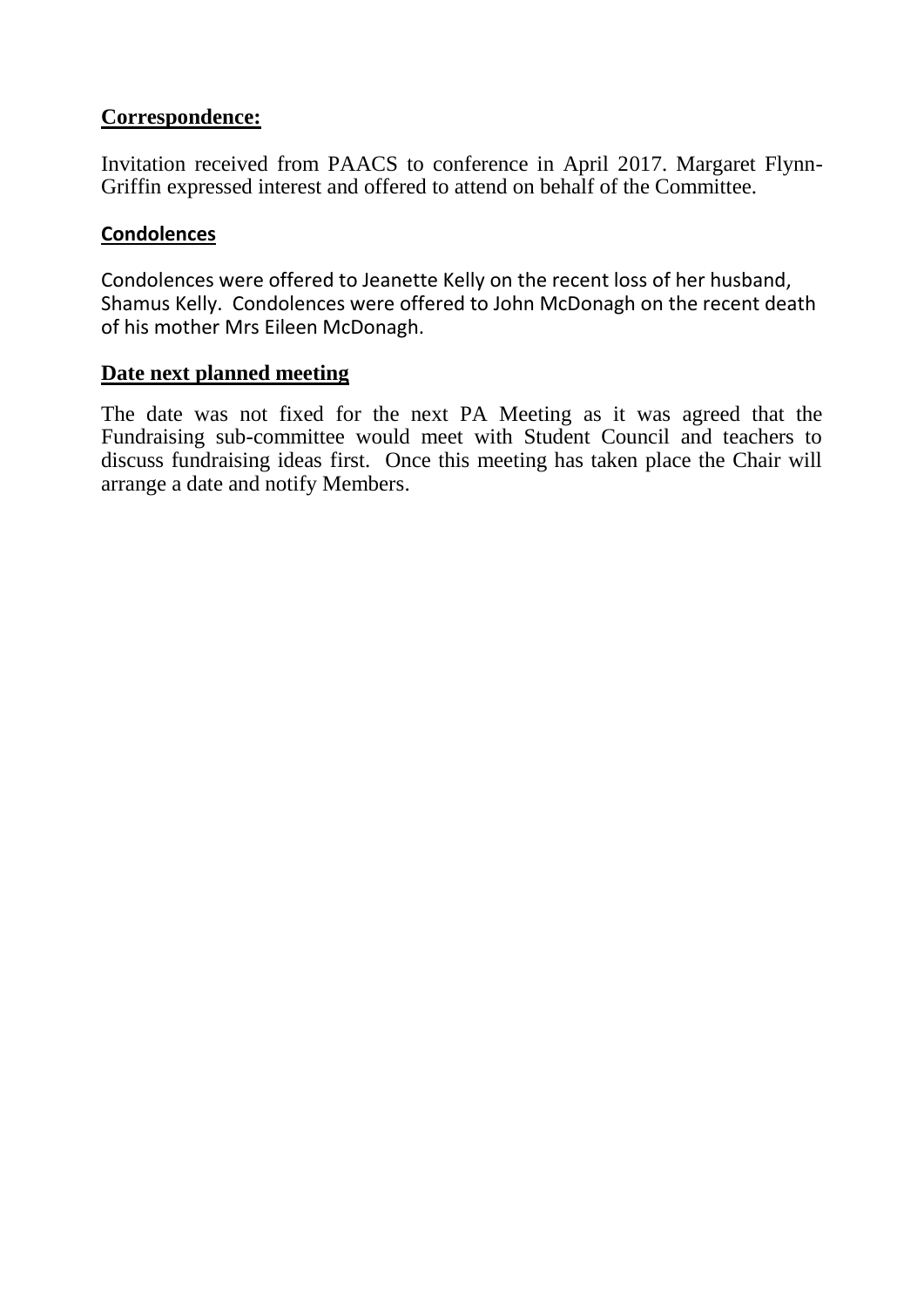## **Correspondence:**

Invitation received from PAACS to conference in April 2017. Margaret Flynn-Griffin expressed interest and offered to attend on behalf of the Committee.

## **Condolences**

Condolences were offered to Jeanette Kelly on the recent loss of her husband, Shamus Kelly. Condolences were offered to John McDonagh on the recent death of his mother Mrs Eileen McDonagh.

## **Date next planned meeting**

The date was not fixed for the next PA Meeting as it was agreed that the Fundraising sub-committee would meet with Student Council and teachers to discuss fundraising ideas first. Once this meeting has taken place the Chair will arrange a date and notify Members.